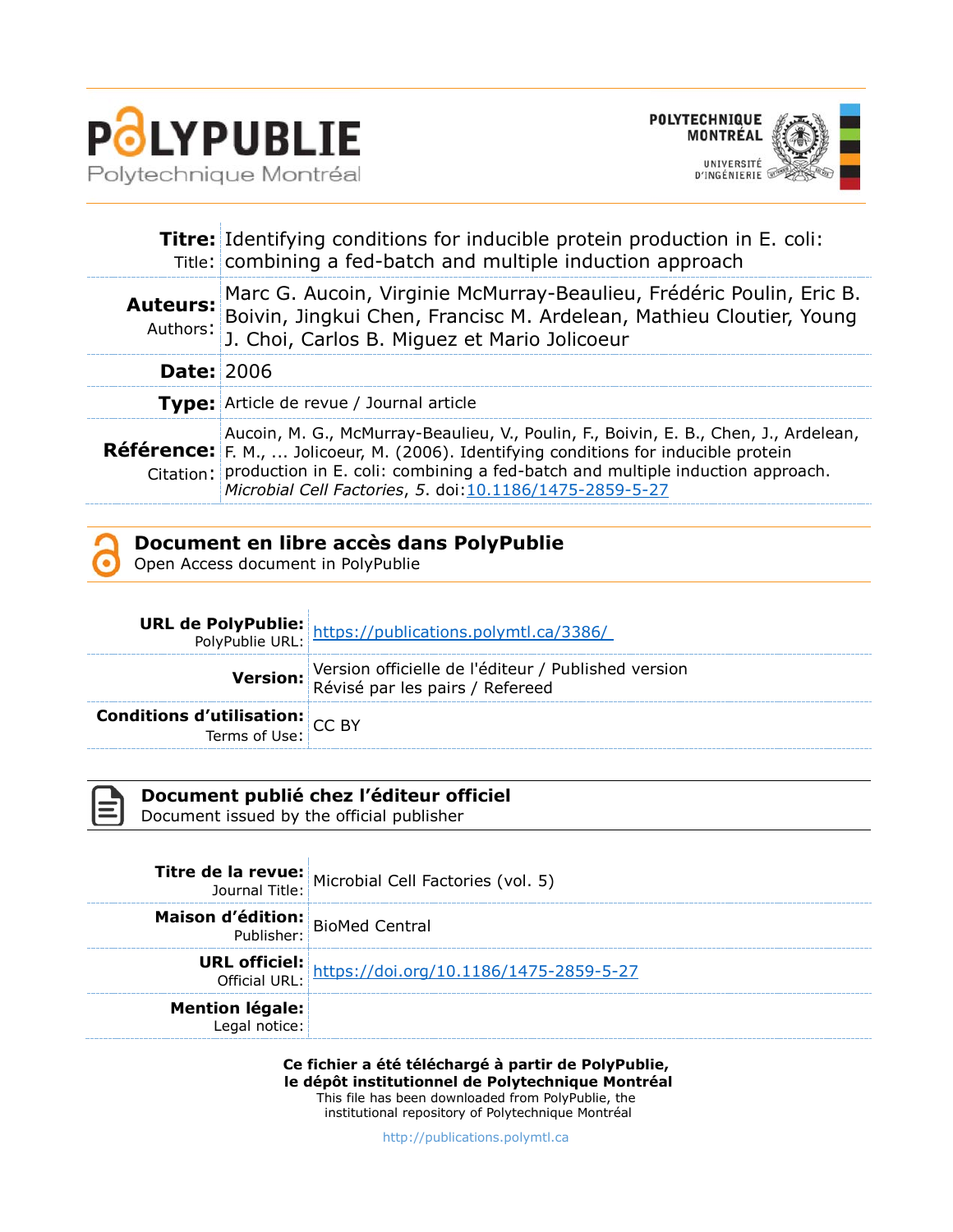**Titre:** Identifying conditions for inducible protein production in E. coli: combining a fed-batch and multiple induction approach
Title:

**Auteurs:** Marc G. Aucoin, Virginie McMurray-Beaulieu, Frédéric Poulin, Eric B. Boivin, Jingkui Chen, Francisc M. Ardelean, Mathieu Cloutier, Young J. Choi, Carlos B. Miguez et Mario Jolicoeur
Authors:

**Date:** 2006

**Type:** Article de revue / Journal article

**Référence:** Aucoin, M. G., McMurray-Beaulieu, V., Poulin, F., Boivin, E. B., Chen, J., Ardelean, F. M., ... Jolicoeur, M. (2006). Identifying conditions for inducible protein production in E. coli: combining a fed-batch and multiple induction approach. *Microbial Cell Factories*, *5*. doi:10.1186/1475-2859-5-27
Citation:

## Document en libre accès dans PolyPublie
Open Access document in PolyPublie

**URL de PolyPublie:** https://publications.polymtl.ca/3386/
PolyPublie URL:

**Version:** Version officielle de l'éditeur / Published version
Révisé par les pairs / Refereed

**Conditions d'utilisation:** CC BY
Terms of Use:

## Document publié chez l'éditeur officiel
Document issued by the official publisher

**Titre de la revue:** Microbial Cell Factories (vol. 5)
Journal Title:

**Maison d'édition:** BioMed Central
Publisher:

**URL officiel:** https://doi.org/10.1186/1475-2859-5-27
Official URL:

**Mention légale:**
Legal notice:

**Ce fichier a été téléchargé à partir de PolyPublie, le dépôt institutionnel de Polytechnique Montréal**
This file has been downloaded from PolyPublie, the institutional repository of Polytechnique Montréal

http://publications.polymtl.ca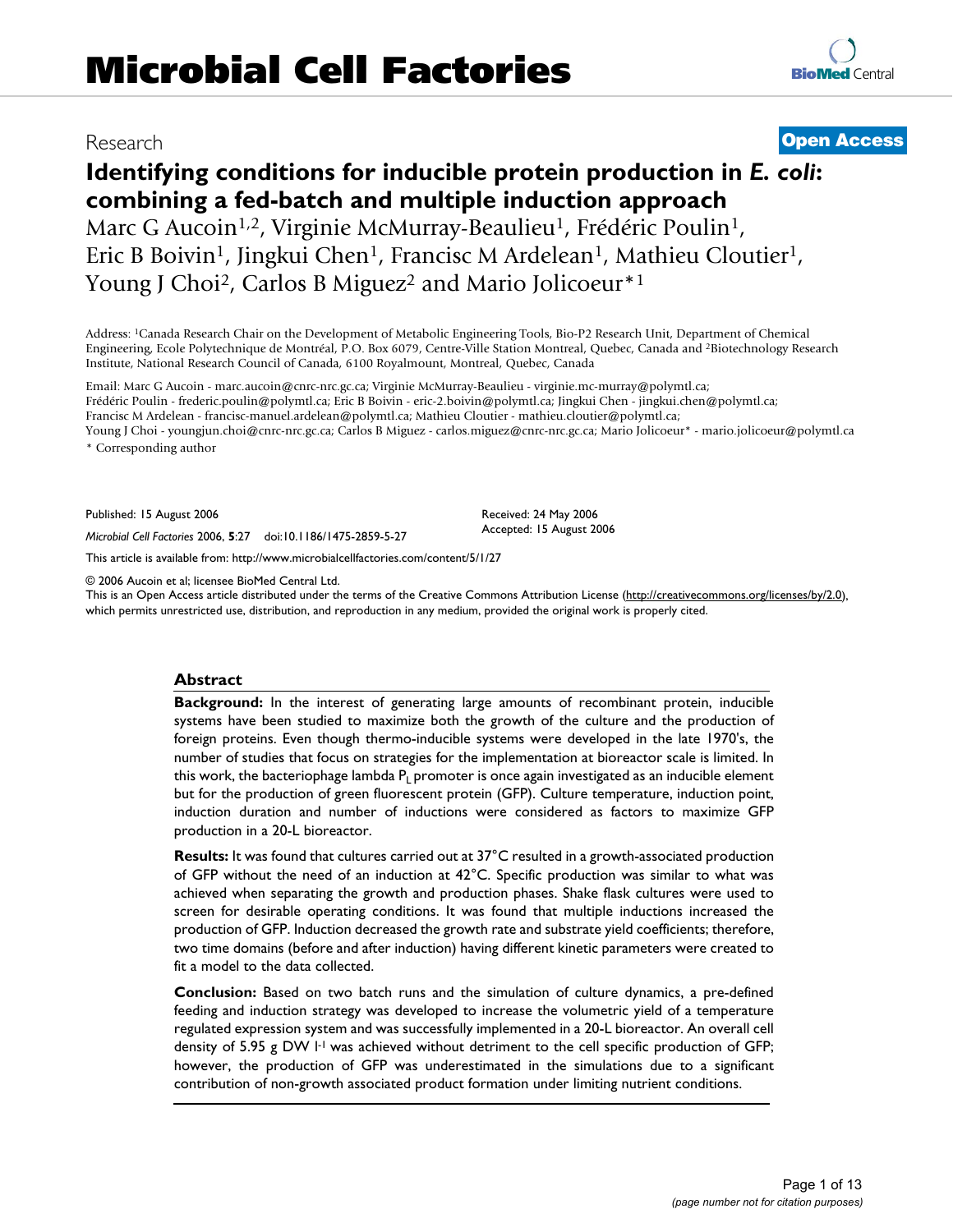# Microbial Cell Factories

Research

**Open Access**

# Identifying conditions for inducible protein production in *E. coli*: combining a fed-batch and multiple induction approach

Marc G Aucoin[1,2], Virginie McMurray-Beaulieu[1], Frédéric Poulin[1], Eric B Boivin[1], Jingkui Chen[1], Francisc M Ardelean[1], Mathieu Cloutier[1], Young J Choi[2], Carlos B Miguez[2] and Mario Jolicoeur*[1]

Address: [1]Canada Research Chair on the Development of Metabolic Engineering Tools, Bio-P2 Research Unit, Department of Chemical Engineering, Ecole Polytechnique de Montréal, P.O. Box 6079, Centre-Ville Station Montreal, Quebec, Canada and [2]Biotechnology Research Institute, National Research Council of Canada, 6100 Royalmount, Montreal, Quebec, Canada

Email: Marc G Aucoin - marc.aucoin@cnrc-nrc.gc.ca; Virginie McMurray-Beaulieu - virginie.mc-murray@polymtl.ca; Frédéric Poulin - frederic.poulin@polymtl.ca; Eric B Boivin - eric-2.boivin@polymtl.ca; Jingkui Chen - jingkui.chen@polymtl.ca; Francisc M Ardelean - francisc-manuel.ardelean@polymtl.ca; Mathieu Cloutier - mathieu.cloutier@polymtl.ca; Young J Choi - youngjun.choi@cnrc-nrc.gc.ca; Carlos B Miguez - carlos.miguez@cnrc-nrc.gc.ca; Mario Jolicoeur* - mario.jolicoeur@polymtl.ca

\* Corresponding author

Published: 15 August 2006

*Microbial Cell Factories* 2006, **5**:27 doi:10.1186/1475-2859-5-27

Received: 24 May 2006
Accepted: 15 August 2006

This article is available from: http://www.microbialcellfactories.com/content/5/1/27

© 2006 Aucoin et al; licensee BioMed Central Ltd.
This is an Open Access article distributed under the terms of the Creative Commons Attribution License (http://creativecommons.org/licenses/by/2.0), which permits unrestricted use, distribution, and reproduction in any medium, provided the original work is properly cited.

## Abstract

**Background:** In the interest of generating large amounts of recombinant protein, inducible systems have been studied to maximize both the growth of the culture and the production of foreign proteins. Even though thermo-inducible systems were developed in the late 1970's, the number of studies that focus on strategies for the implementation at bioreactor scale is limited. In this work, the bacteriophage lambda $P_L$ promoter is once again investigated as an inducible element but for the production of green fluorescent protein (GFP). Culture temperature, induction point, induction duration and number of inductions were considered as factors to maximize GFP production in a 20-L bioreactor.

**Results:** It was found that cultures carried out at 37°C resulted in a growth-associated production of GFP without the need of an induction at 42°C. Specific production was similar to what was achieved when separating the growth and production phases. Shake flask cultures were used to screen for desirable operating conditions. It was found that multiple inductions increased the production of GFP. Induction decreased the growth rate and substrate yield coefficients; therefore, two time domains (before and after induction) having different kinetic parameters were created to fit a model to the data collected.

**Conclusion:** Based on two batch runs and the simulation of culture dynamics, a pre-defined feeding and induction strategy was developed to increase the volumetric yield of a temperature regulated expression system and was successfully implemented in a 20-L bioreactor. An overall cell density of 5.95 g DW $l^{-1}$ was achieved without detriment to the cell specific production of GFP; however, the production of GFP was underestimated in the simulations due to a significant contribution of non-growth associated product formation under limiting nutrient conditions.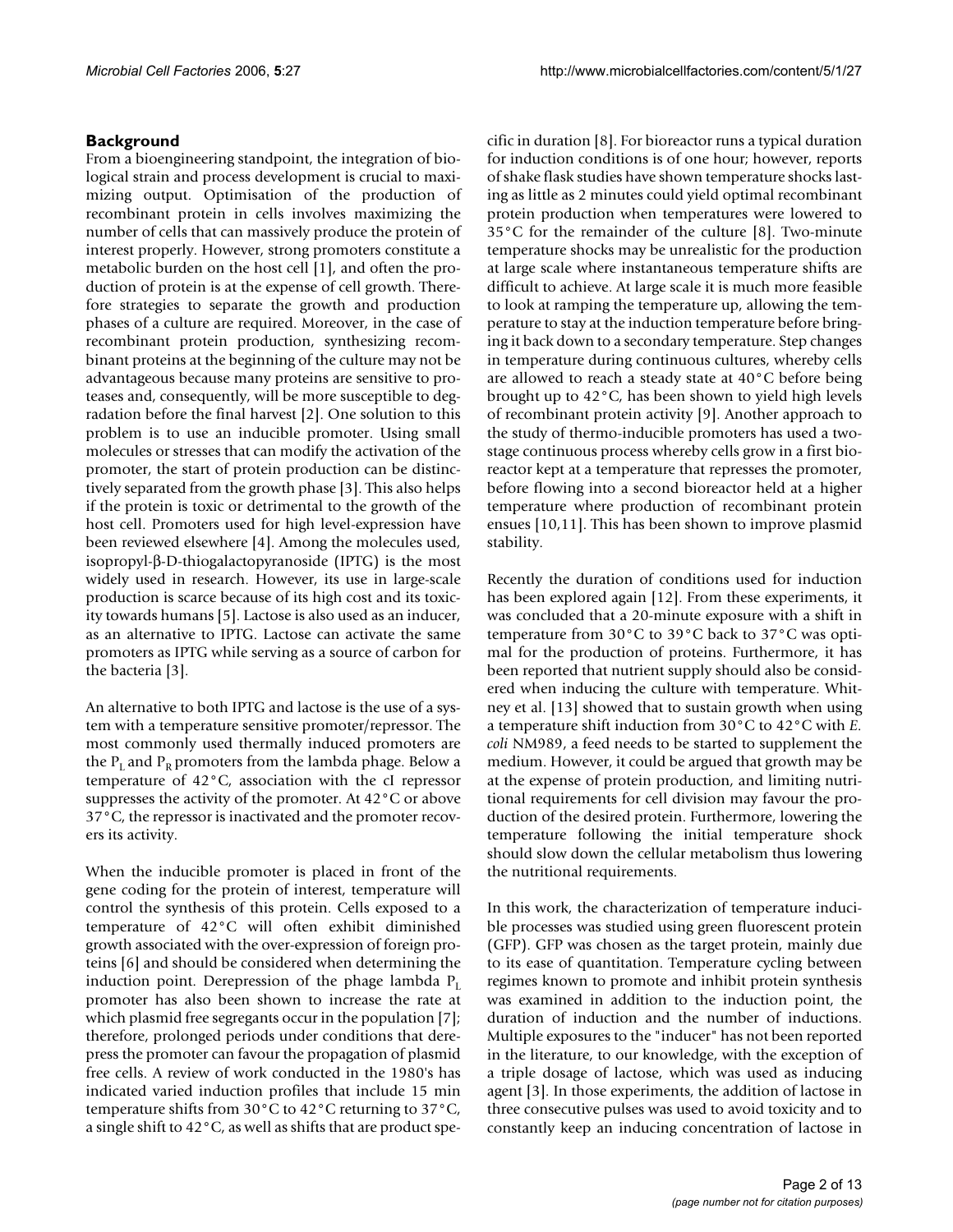## Background

From a bioengineering standpoint, the integration of biological strain and process development is crucial to maximizing output. Optimisation of the production of recombinant protein in cells involves maximizing the number of cells that can massively produce the protein of interest properly. However, strong promoters constitute a metabolic burden on the host cell [1], and often the production of protein is at the expense of cell growth. Therefore strategies to separate the growth and production phases of a culture are required. Moreover, in the case of recombinant protein production, synthesizing recombinant proteins at the beginning of the culture may not be advantageous because many proteins are sensitive to proteases and, consequently, will be more susceptible to degradation before the final harvest [2]. One solution to this problem is to use an inducible promoter. Using small molecules or stresses that can modify the activation of the promoter, the start of protein production can be distinctively separated from the growth phase [3]. This also helps if the protein is toxic or detrimental to the growth of the host cell. Promoters used for high level-expression have been reviewed elsewhere [4]. Among the molecules used, isopropyl-β-D-thiogalactopyranoside (IPTG) is the most widely used in research. However, its use in large-scale production is scarce because of its high cost and its toxicity towards humans [5]. Lactose is also used as an inducer, as an alternative to IPTG. Lactose can activate the same promoters as IPTG while serving as a source of carbon for the bacteria [3].

An alternative to both IPTG and lactose is the use of a system with a temperature sensitive promoter/repressor. The most commonly used thermally induced promoters are the $P_L$ and $P_R$ promoters from the lambda phage. Below a temperature of 42°C, association with the cI repressor suppresses the activity of the promoter. At 42°C or above 37°C, the repressor is inactivated and the promoter recovers its activity.

When the inducible promoter is placed in front of the gene coding for the protein of interest, temperature will control the synthesis of this protein. Cells exposed to a temperature of 42°C will often exhibit diminished growth associated with the over-expression of foreign proteins [6] and should be considered when determining the induction point. Derepression of the phage lambda $P_L$ promoter has also been shown to increase the rate at which plasmid free segregants occur in the population [7]; therefore, prolonged periods under conditions that derepress the promoter can favour the propagation of plasmid free cells. A review of work conducted in the 1980's has indicated varied induction profiles that include 15 min temperature shifts from 30°C to 42°C returning to 37°C, a single shift to 42°C, as well as shifts that are product specific in duration [8]. For bioreactor runs a typical duration for induction conditions is of one hour; however, reports of shake flask studies have shown temperature shocks lasting as little as 2 minutes could yield optimal recombinant protein production when temperatures were lowered to 35°C for the remainder of the culture [8]. Two-minute temperature shocks may be unrealistic for the production at large scale where instantaneous temperature shifts are difficult to achieve. At large scale it is much more feasible to look at ramping the temperature up, allowing the temperature to stay at the induction temperature before bringing it back down to a secondary temperature. Step changes in temperature during continuous cultures, whereby cells are allowed to reach a steady state at 40°C before being brought up to 42°C, has been shown to yield high levels of recombinant protein activity [9]. Another approach to the study of thermo-inducible promoters has used a two-stage continuous process whereby cells grow in a first bioreactor kept at a temperature that represses the promoter, before flowing into a second bioreactor held at a higher temperature where production of recombinant protein ensues [10,11]. This has been shown to improve plasmid stability.

Recently the duration of conditions used for induction has been explored again [12]. From these experiments, it was concluded that a 20-minute exposure with a shift in temperature from 30°C to 39°C back to 37°C was optimal for the production of proteins. Furthermore, it has been reported that nutrient supply should also be considered when inducing the culture with temperature. Whitney et al. [13] showed that to sustain growth when using a temperature shift induction from 30°C to 42°C with *E. coli* NM989, a feed needs to be started to supplement the medium. However, it could be argued that growth may be at the expense of protein production, and limiting nutritional requirements for cell division may favour the production of the desired protein. Furthermore, lowering the temperature following the initial temperature shock should slow down the cellular metabolism thus lowering the nutritional requirements.

In this work, the characterization of temperature inducible processes was studied using green fluorescent protein (GFP). GFP was chosen as the target protein, mainly due to its ease of quantitation. Temperature cycling between regimes known to promote and inhibit protein synthesis was examined in addition to the induction point, the duration of induction and the number of inductions. Multiple exposures to the "inducer" has not been reported in the literature, to our knowledge, with the exception of a triple dosage of lactose, which was used as inducing agent [3]. In those experiments, the addition of lactose in three consecutive pulses was used to avoid toxicity and to constantly keep an inducing concentration of lactose in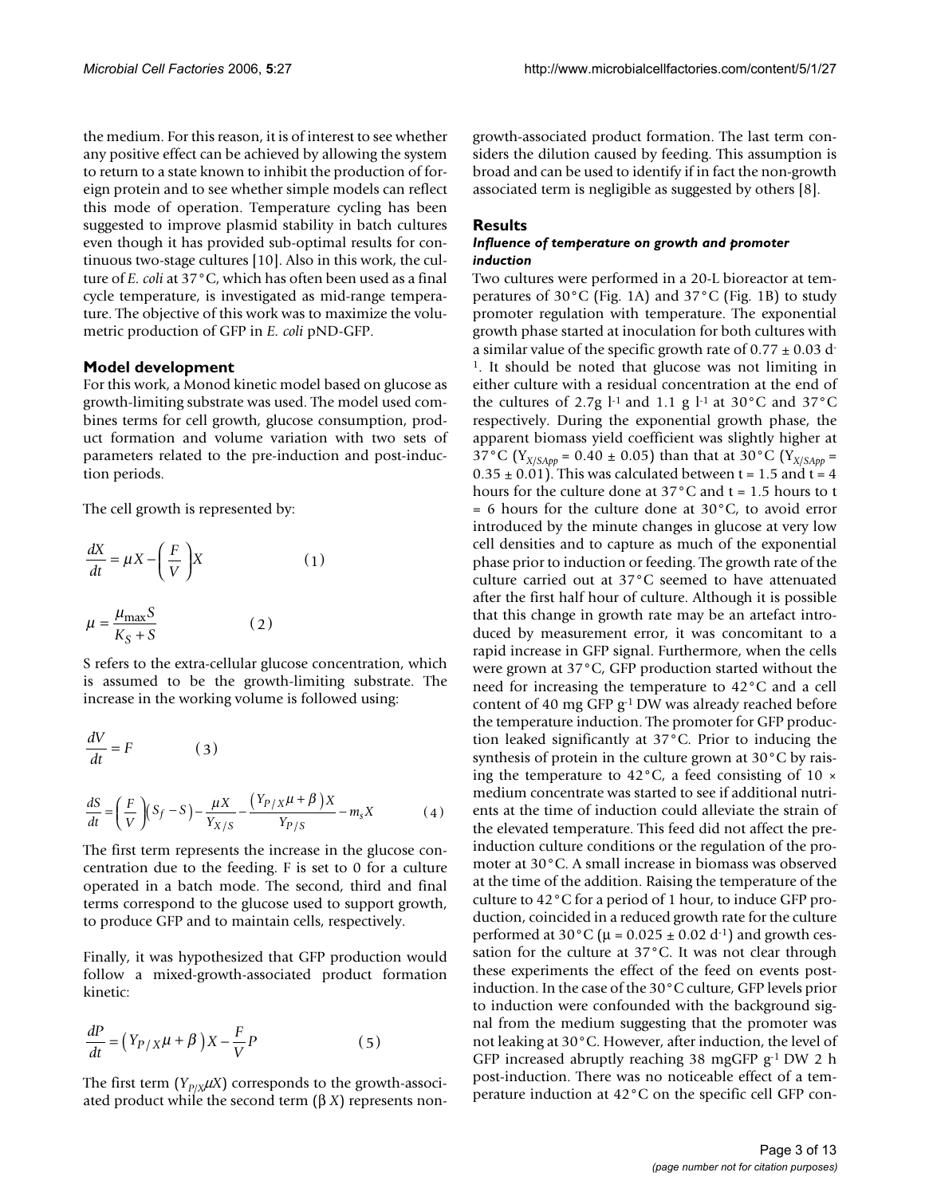the medium. For this reason, it is of interest to see whether any positive effect can be achieved by allowing the system to return to a state known to inhibit the production of foreign protein and to see whether simple models can reflect this mode of operation. Temperature cycling has been suggested to improve plasmid stability in batch cultures even though it has provided sub-optimal results for continuous two-stage cultures [10]. Also in this work, the culture of *E. coli* at 37°C, which has often been used as a final cycle temperature, is investigated as mid-range temperature. The objective of this work was to maximize the volumetric production of GFP in *E. coli* pND-GFP.

## Model development

For this work, a Monod kinetic model based on glucose as growth-limiting substrate was used. The model used combines terms for cell growth, glucose consumption, product formation and volume variation with two sets of parameters related to the pre-induction and post-induction periods.

The cell growth is represented by:

$$\frac{dX}{dt} = \mu X - \left(\frac{F}{V}\right) X \qquad (1)$$

$$\mu = \frac{\mu_{\max} S}{K_S + S} \qquad (2)$$

S refers to the extra-cellular glucose concentration, which is assumed to be the growth-limiting substrate. The increase in the working volume is followed using:

$$\frac{dV}{dt} = F \qquad (3)$$

$$\frac{dS}{dt} = \left(\frac{F}{V}\right)\left(S_f - S\right) - \frac{\mu X}{Y_{X/S}} - \frac{\left(Y_{P/X}\mu + \beta\right)X}{Y_{P/S}} - m_s X \qquad (4)$$

The first term represents the increase in the glucose concentration due to the feeding. F is set to 0 for a culture operated in a batch mode. The second, third and final terms correspond to the glucose used to support growth, to produce GFP and to maintain cells, respectively.

Finally, it was hypothesized that GFP production would follow a mixed-growth-associated product formation kinetic:

$$\frac{dP}{dt} = \left(Y_{P/X}\mu + \beta\right)X - \frac{F}{V}P \qquad (5)$$

The first term ($Y_{P/X}\mu X$) corresponds to the growth-associated product while the second term ($\beta X$) represents non-growth-associated product formation. The last term considers the dilution caused by feeding. This assumption is broad and can be used to identify if in fact the non-growth associated term is negligible as suggested by others [8].

## Results

### *Influence of temperature on growth and promoter induction*

Two cultures were performed in a 20-L bioreactor at temperatures of 30°C (Fig. 1A) and 37°C (Fig. 1B) to study promoter regulation with temperature. The exponential growth phase started at inoculation for both cultures with a similar value of the specific growth rate of 0.77 ± 0.03 $d^{-1}$. It should be noted that glucose was not limiting in either culture with a residual concentration at the end of the cultures of 2.7g $l^{-1}$ and 1.1 g $l^{-1}$ at 30°C and 37°C respectively. During the exponential growth phase, the apparent biomass yield coefficient was slightly higher at 37°C ($Y_{X/SApp}$ = 0.40 ± 0.05) than that at 30°C ($Y_{X/SApp}$ = 0.35 ± 0.01). This was calculated between t = 1.5 and t = 4 hours for the culture done at 37°C and t = 1.5 hours to t = 6 hours for the culture done at 30°C, to avoid error introduced by the minute changes in glucose at very low cell densities and to capture as much of the exponential phase prior to induction or feeding. The growth rate of the culture carried out at 37°C seemed to have attenuated after the first half hour of culture. Although it is possible that this change in growth rate may be an artefact introduced by measurement error, it was concomitant to a rapid increase in GFP signal. Furthermore, when the cells were grown at 37°C, GFP production started without the need for increasing the temperature to 42°C and a cell content of 40 mg GFP $g^{-1}$ DW was already reached before the temperature induction. The promoter for GFP production leaked significantly at 37°C. Prior to inducing the synthesis of protein in the culture grown at 30°C by raising the temperature to 42°C, a feed consisting of 10 × medium concentrate was started to see if additional nutrients at the time of induction could alleviate the strain of the elevated temperature. This feed did not affect the pre-induction culture conditions or the regulation of the promoter at 30°C. A small increase in biomass was observed at the time of the addition. Raising the temperature of the culture to 42°C for a period of 1 hour, to induce GFP production, coincided in a reduced growth rate for the culture performed at 30°C ($\mu$ = 0.025 ± 0.02 $d^{-1}$) and growth cessation for the culture at 37°C. It was not clear through these experiments the effect of the feed on events post-induction. In the case of the 30°C culture, GFP levels prior to induction were confounded with the background signal from the medium suggesting that the promoter was not leaking at 30°C. However, after induction, the level of GFP increased abruptly reaching 38 mgGFP $g^{-1}$ DW 2 h post-induction. There was no noticeable effect of a temperature induction at 42°C on the specific cell GFP con-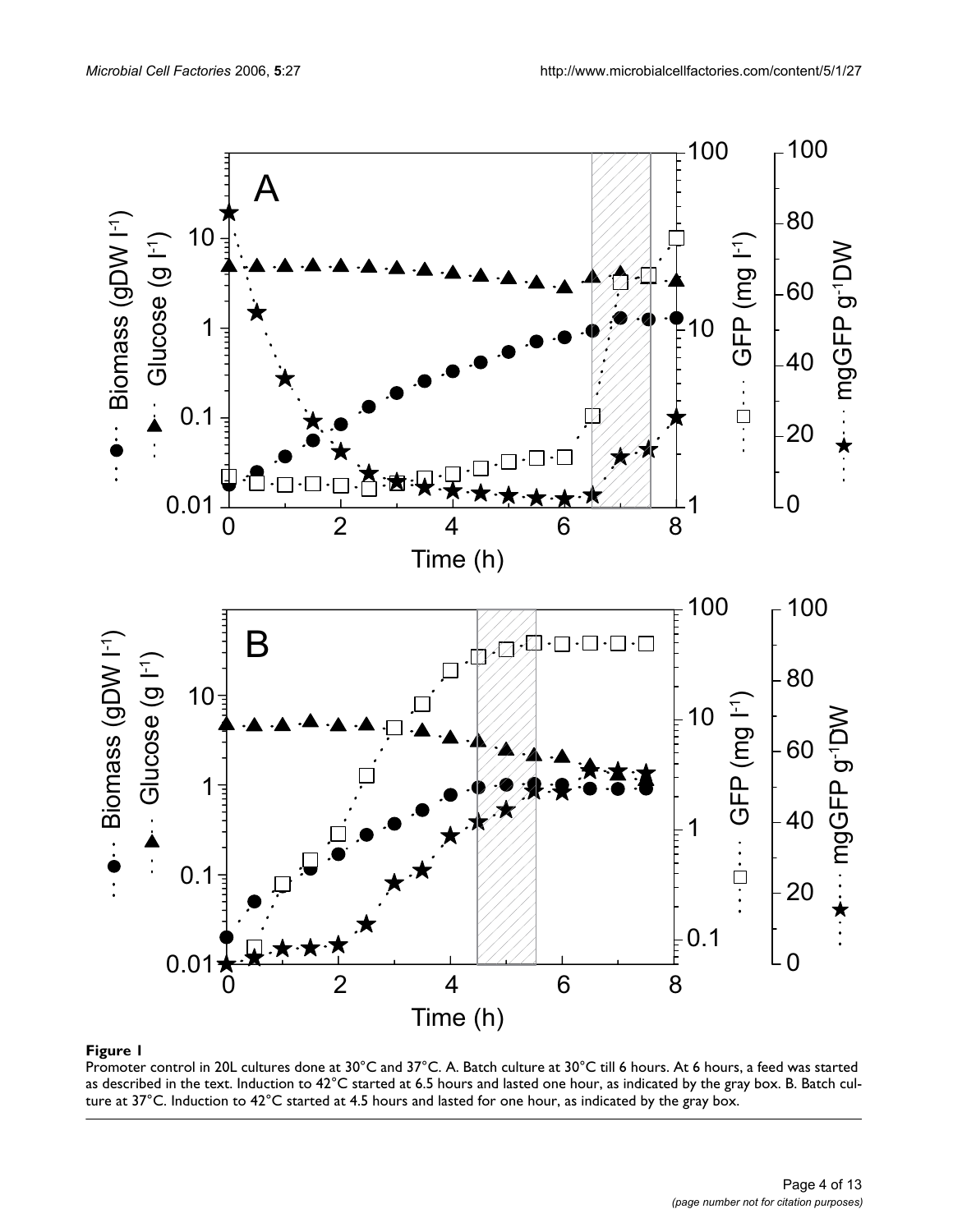A

Biomass (gDW l-1)

Glucose (g l-1)

GFP (mg l-1)

mgGFP g-1DW

0.01

0.1

1

10

1

10

100

0

20

40

60

80

100

0

2

4

6

8

Time (h)

B

Biomass (gDW l-1)

Glucose (g l-1)

GFP (mg l-1)

mgGFP g-1DW

0.01

0.1

1

10

0.1

1

10

100

0

20

40

60

80

100

0

2

4

6

8

Time (h)

**Figure 1**
Promoter control in 20L cultures done at 30°C and 37°C. A. Batch culture at 30°C till 6 hours. At 6 hours, a feed was started as described in the text. Induction to 42°C started at 6.5 hours and lasted one hour, as indicated by the gray box. B. Batch culture at 37°C. Induction to 42°C started at 4.5 hours and lasted for one hour, as indicated by the gray box.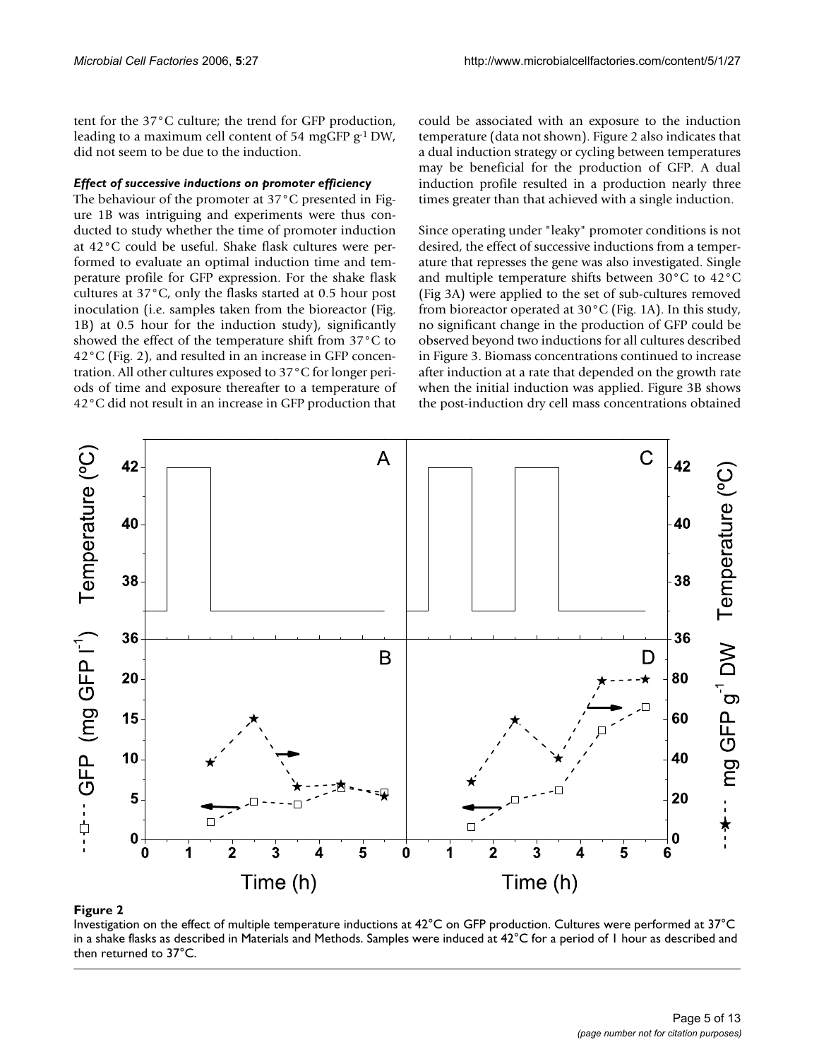tent for the 37°C culture; the trend for GFP production, leading to a maximum cell content of 54 mgGFP $g^{-1}$ DW, did not seem to be due to the induction.

### *Effect of successive inductions on promoter efficiency*

The behaviour of the promoter at 37°C presented in Figure 1B was intriguing and experiments were thus conducted to study whether the time of promoter induction at 42°C could be useful. Shake flask cultures were performed to evaluate an optimal induction time and temperature profile for GFP expression. For the shake flask cultures at 37°C, only the flasks started at 0.5 hour post inoculation (i.e. samples taken from the bioreactor (Fig. 1B) at 0.5 hour for the induction study), significantly showed the effect of the temperature shift from 37°C to 42°C (Fig. 2), and resulted in an increase in GFP concentration. All other cultures exposed to 37°C for longer periods of time and exposure thereafter to a temperature of 42°C did not result in an increase in GFP production that could be associated with an exposure to the induction temperature (data not shown). Figure 2 also indicates that a dual induction strategy or cycling between temperatures may be beneficial for the production of GFP. A dual induction profile resulted in a production nearly three times greater than that achieved with a single induction.

Since operating under "leaky" promoter conditions is not desired, the effect of successive inductions from a temperature that represses the gene was also investigated. Single and multiple temperature shifts between 30°C to 42°C (Fig 3A) were applied to the set of sub-cultures removed from bioreactor operated at 30°C (Fig. 1A). In this study, no significant change in the production of GFP could be observed beyond two inductions for all cultures described in Figure 3. Biomass concentrations continued to increase after induction at a rate that depended on the growth rate when the initial induction was applied. Figure 3B shows the post-induction dry cell mass concentrations obtained

A
B
C
D
Temperature (°C)
36
38
40
42
GFP (mg GFP $l^{-1}$)
0
5
10
15
20
mg GFP $g^{-1}$ DW
0
20
40
60
80
Time (h)
0 1 2 3 4 5 6

**Figure 2**

Investigation on the effect of multiple temperature inductions at 42°C on GFP production. Cultures were performed at 37°C in a shake flasks as described in Materials and Methods. Samples were induced at 42°C for a period of 1 hour as described and then returned to 37°C.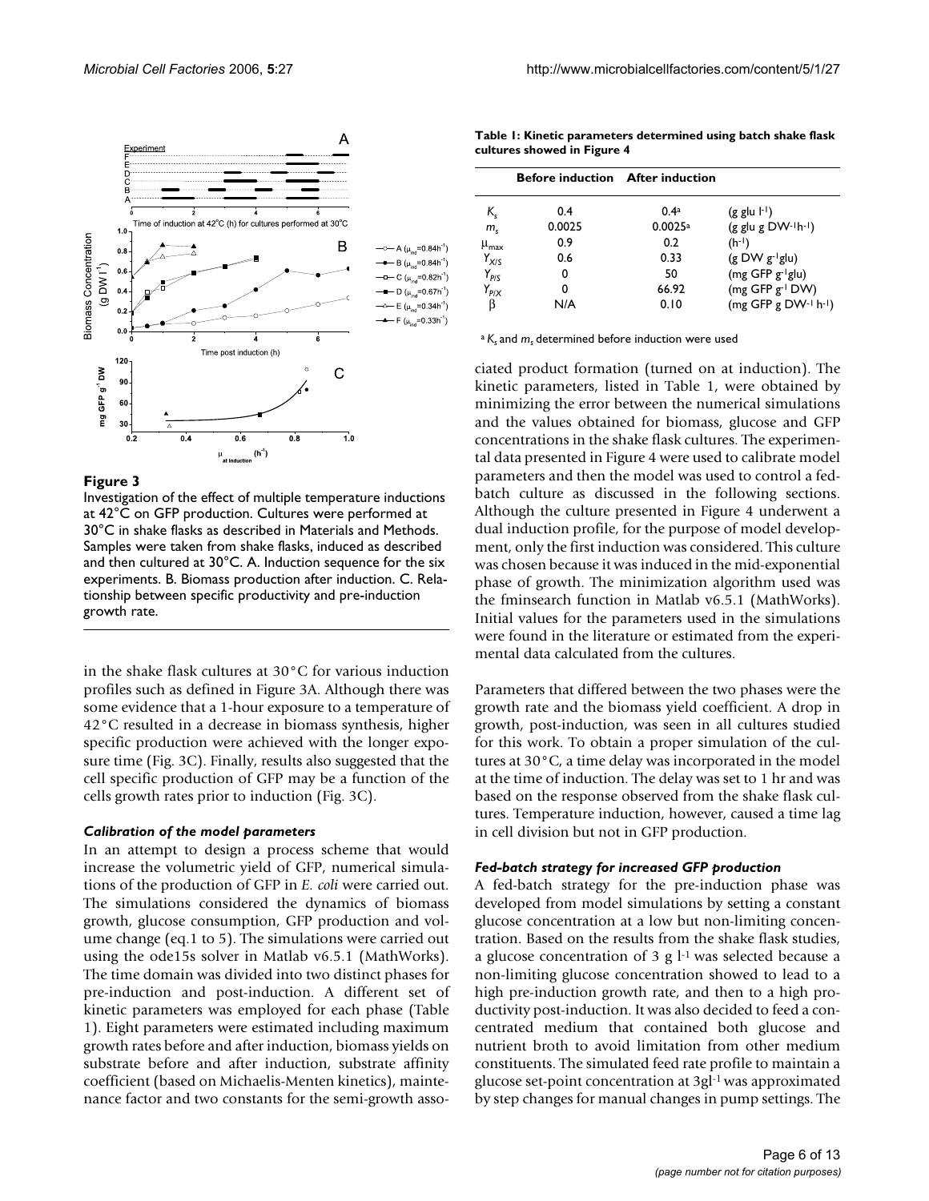Experiment

F

E

D

C

B

A

A

0 2 4 6

Time of induction at 42°C (h) for cultures performed at 30°C

Biomass Concentration (g DW l$^{-1}$)

1.0

0.8

0.6

0.4

0.2

0.0

B

0 2 4 6

Time post induction (h)

A ($\mu_{ind}$=0.84h$^{-1}$)

B ($\mu_{ind}$=0.84h$^{-1}$)

C ($\mu_{ind}$=0.82h$^{-1}$)

D ($\mu_{ind}$=0.67h$^{-1}$)

E ($\mu_{ind}$=0.34h$^{-1}$)

F ($\mu_{ind}$=0.33h$^{-1}$)

mg GFP g$^{-1}$ DW

120

90

60

30

C

0.2 0.4 0.6 0.8 1.0

$\mu_{at\ induction}$ (h$^{-1}$)

**Figure 3**

Investigation of the effect of multiple temperature inductions at 42°C on GFP production. Cultures were performed at 30°C in shake flasks as described in Materials and Methods. Samples were taken from shake flasks, induced as described and then cultured at 30°C. A. Induction sequence for the six experiments. B. Biomass production after induction. C. Relationship between specific productivity and pre-induction growth rate.

in the shake flask cultures at 30°C for various induction profiles such as defined in Figure 3A. Although there was some evidence that a 1-hour exposure to a temperature of 42°C resulted in a decrease in biomass synthesis, higher specific production were achieved with the longer exposure time (Fig. 3C). Finally, results also suggested that the cell specific production of GFP may be a function of the cells growth rates prior to induction (Fig. 3C).

### *Calibration of the model parameters*

In an attempt to design a process scheme that would increase the volumetric yield of GFP, numerical simulations of the production of GFP in *E. coli* were carried out. The simulations considered the dynamics of biomass growth, glucose consumption, GFP production and volume change (eq.1 to 5). The simulations were carried out using the ode15s solver in Matlab v6.5.1 (MathWorks). The time domain was divided into two distinct phases for pre-induction and post-induction. A different set of kinetic parameters was employed for each phase (Table 1). Eight parameters were estimated including maximum growth rates before and after induction, biomass yields on substrate before and after induction, substrate affinity coefficient (based on Michaelis-Menten kinetics), maintenance factor and two constants for the semi-growth associated product formation (turned on at induction). The kinetic parameters, listed in Table 1, were obtained by minimizing the error between the numerical simulations and the values obtained for biomass, glucose and GFP concentrations in the shake flask cultures. The experimental data presented in Figure 4 were used to calibrate model parameters and then the model was used to control a fed-batch culture as discussed in the following sections. Although the culture presented in Figure 4 underwent a dual induction profile, for the purpose of model development, only the first induction was considered. This culture was chosen because it was induced in the mid-exponential phase of growth. The minimization algorithm used was the fminsearch function in Matlab v6.5.1 (MathWorks). Initial values for the parameters used in the simulations were found in the literature or estimated from the experimental data calculated from the cultures.

**Table 1: Kinetic parameters determined using batch shake flask cultures showed in Figure 4**

| | Before induction | After induction | |
|---|---|---|---|
| $K_s$ | 0.4 | 0.4[a] | (g glu l$^{-1}$) |
| $m_s$ | 0.0025 | 0.0025[a] | (g glu g DW$^{-1}$h$^{-1}$) |
| $\mu_{max}$ | 0.9 | 0.2 | (h$^{-1}$) |
| $Y_{X/S}$ | 0.6 | 0.33 | (g DW g$^{-1}$glu) |
| $Y_{P/S}$ | 0 | 50 | (mg GFP g$^{-1}$glu) |
| $Y_{P/X}$ | 0 | 66.92 | (mg GFP g$^{-1}$ DW) |
| $\beta$ | N/A | 0.10 | (mg GFP g DW$^{-1}$ h$^{-1}$) |

[a] $K_s$ and $m_s$ determined before induction were used

Parameters that differed between the two phases were the growth rate and the biomass yield coefficient. A drop in growth, post-induction, was seen in all cultures studied for this work. To obtain a proper simulation of the cultures at 30°C, a time delay was incorporated in the model at the time of induction. The delay was set to 1 hr and was based on the response observed from the shake flask cultures. Temperature induction, however, caused a time lag in cell division but not in GFP production.

### *Fed-batch strategy for increased GFP production*

A fed-batch strategy for the pre-induction phase was developed from model simulations by setting a constant glucose concentration at a low but non-limiting concentration. Based on the results from the shake flask studies, a glucose concentration of 3 g l$^{-1}$ was selected because a non-limiting glucose concentration showed to lead to a high pre-induction growth rate, and then to a high productivity post-induction. It was also decided to feed a concentrated medium that contained both glucose and nutrient broth to avoid limitation from other medium constituents. The simulated feed rate profile to maintain a glucose set-point concentration at 3gl$^{-1}$ was approximated by step changes for manual changes in pump settings. The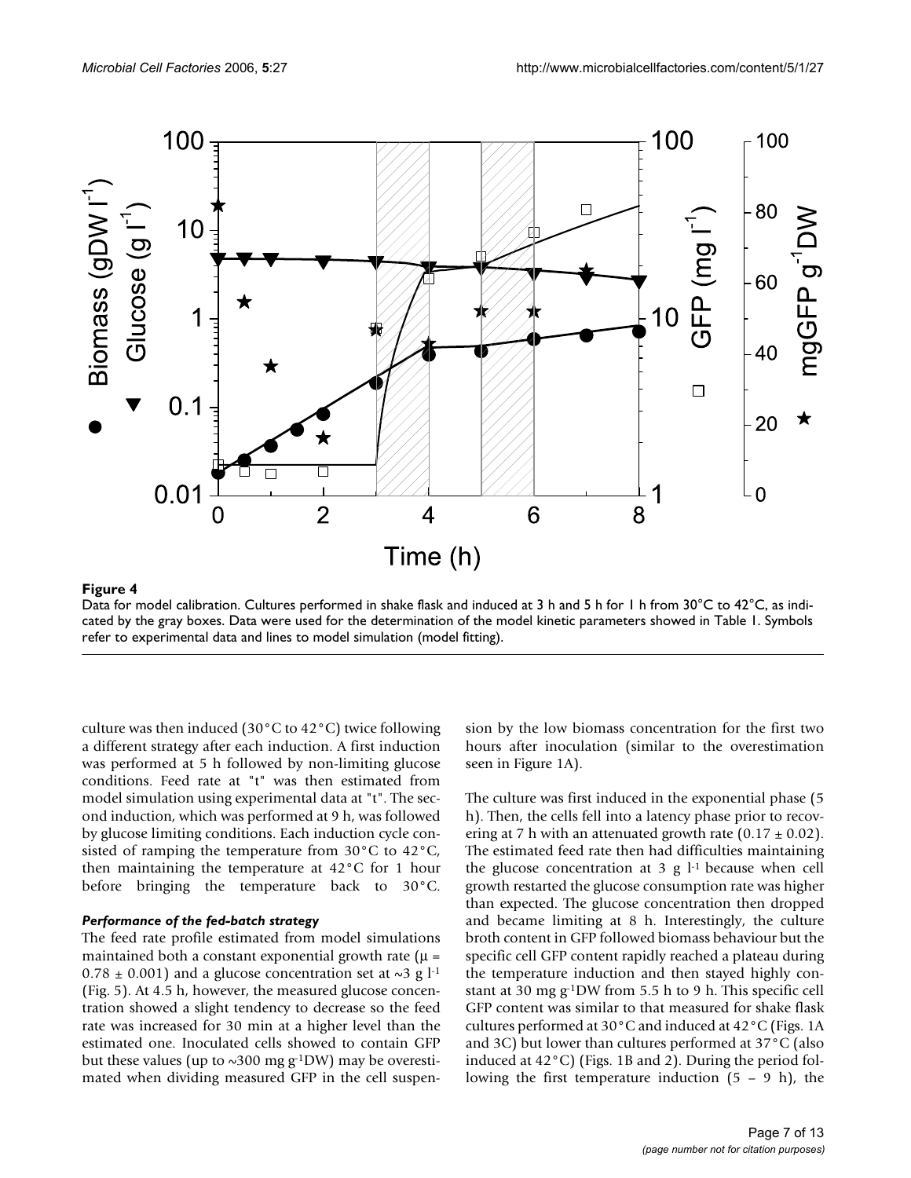100
10
1
0.1
0.01
Biomass (gDW l$^{-1}$)
Glucose (g l$^{-1}$)
100
10
1
GFP (mg l$^{-1}$)
100
80
60
40
20
0
mgGFP g$^{-1}$DW
0
2
4
6
8
Time (h)

**Figure 4**

Data for model calibration. Cultures performed in shake flask and induced at 3 h and 5 h for 1 h from 30°C to 42°C, as indicated by the gray boxes. Data were used for the determination of the model kinetic parameters showed in Table 1. Symbols refer to experimental data and lines to model simulation (model fitting).

culture was then induced (30°C to 42°C) twice following a different strategy after each induction. A first induction was performed at 5 h followed by non-limiting glucose conditions. Feed rate at "t" was then estimated from model simulation using experimental data at "t". The second induction, which was performed at 9 h, was followed by glucose limiting conditions. Each induction cycle consisted of ramping the temperature from 30°C to 42°C, then maintaining the temperature at 42°C for 1 hour before bringing the temperature back to 30°C.

### *Performance of the fed-batch strategy*

The feed rate profile estimated from model simulations maintained both a constant exponential growth rate ($\mu$ = 0.78 ± 0.001) and a glucose concentration set at ~3 g l$^{-1}$ (Fig. 5). At 4.5 h, however, the measured glucose concentration showed a slight tendency to decrease so the feed rate was increased for 30 min at a higher level than the estimated one. Inoculated cells showed to contain GFP but these values (up to ~300 mg g$^{-1}$DW) may be overestimated when dividing measured GFP in the cell suspension by the low biomass concentration for the first two hours after inoculation (similar to the overestimation seen in Figure 1A).

The culture was first induced in the exponential phase (5 h). Then, the cells fell into a latency phase prior to recovering at 7 h with an attenuated growth rate (0.17 ± 0.02). The estimated feed rate then had difficulties maintaining the glucose concentration at 3 g l$^{-1}$ because when cell growth restarted the glucose consumption rate was higher than expected. The glucose concentration then dropped and became limiting at 8 h. Interestingly, the culture broth content in GFP followed biomass behaviour but the specific cell GFP content rapidly reached a plateau during the temperature induction and then stayed highly constant at 30 mg g$^{-1}$DW from 5.5 h to 9 h. This specific cell GFP content was similar to that measured for shake flask cultures performed at 30°C and induced at 42°C (Figs. 1A and 3C) but lower than cultures performed at 37°C (also induced at 42°C) (Figs. 1B and 2). During the period following the first temperature induction (5 – 9 h), the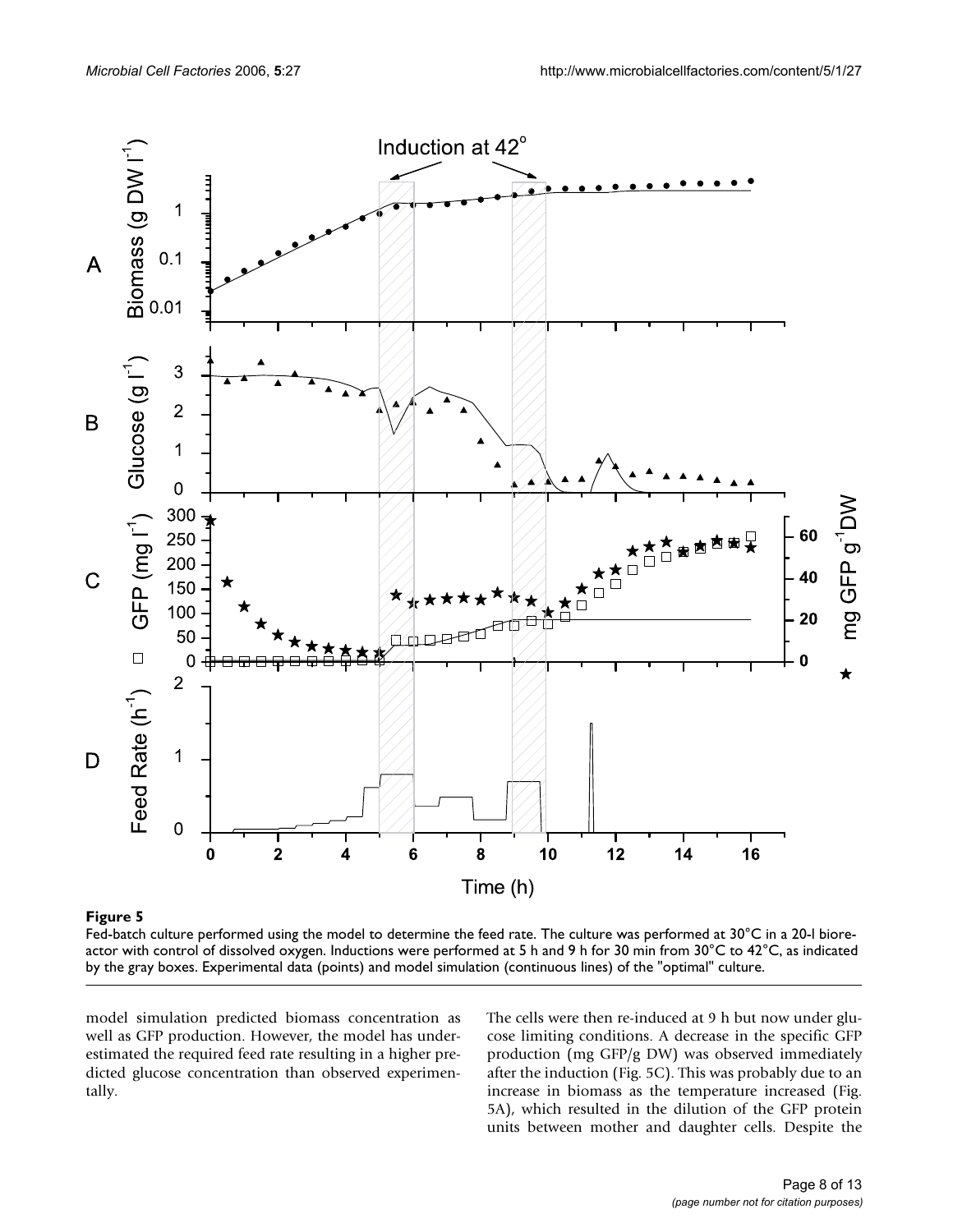Induction at 42°

A

Biomass (g DW l$^{-1}$)

1

0.1

0.01

B

Glucose (g l$^{-1}$)

3

2

1

0

C

GFP (mg l$^{-1}$)

300

250

200

150

100

50

0

mg GFP g$^{-1}$DW

60

40

20

0

D

Feed Rate (h$^{-1}$)

2

1

0

0 2 4 6 8 10 12 14 16

Time (h)

**Figure 5**

Fed-batch culture performed using the model to determine the feed rate. The culture was performed at 30°C in a 20-l bioreactor with control of dissolved oxygen. Inductions were performed at 5 h and 9 h for 30 min from 30°C to 42°C, as indicated by the gray boxes. Experimental data (points) and model simulation (continuous lines) of the "optimal" culture.

model simulation predicted biomass concentration as well as GFP production. However, the model has underestimated the required feed rate resulting in a higher predicted glucose concentration than observed experimentally.

The cells were then re-induced at 9 h but now under glucose limiting conditions. A decrease in the specific GFP production (mg GFP/g DW) was observed immediately after the induction (Fig. 5C). This was probably due to an increase in biomass as the temperature increased (Fig. 5A), which resulted in the dilution of the GFP protein units between mother and daughter cells. Despite the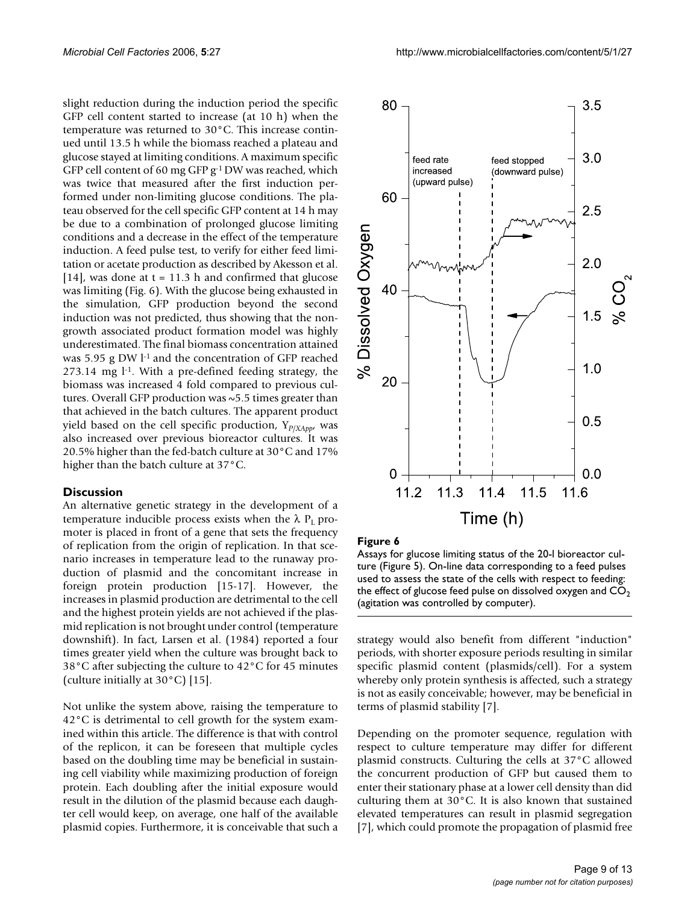slight reduction during the induction period the specific GFP cell content started to increase (at 10 h) when the temperature was returned to 30°C. This increase continued until 13.5 h while the biomass reached a plateau and glucose stayed at limiting conditions. A maximum specific GFP cell content of 60 mg GFP $g^{-1}$ DW was reached, which was twice that measured after the first induction performed under non-limiting glucose conditions. The plateau observed for the cell specific GFP content at 14 h may be due to a combination of prolonged glucose limiting conditions and a decrease in the effect of the temperature induction. A feed pulse test, to verify for either feed limitation or acetate production as described by Akesson et al. [14], was done at t = 11.3 h and confirmed that glucose was limiting (Fig. 6). With the glucose being exhausted in the simulation, GFP production beyond the second induction was not predicted, thus showing that the non-growth associated product formation model was highly underestimated. The final biomass concentration attained was 5.95 g DW $l^{-1}$ and the concentration of GFP reached 273.14 mg $l^{-1}$. With a pre-defined feeding strategy, the biomass was increased 4 fold compared to previous cultures. Overall GFP production was ~5.5 times greater than that achieved in the batch cultures. The apparent product yield based on the cell specific production, $Y_{P/XApp}$, was also increased over previous bioreactor cultures. It was 20.5% higher than the fed-batch culture at 30°C and 17% higher than the batch culture at 37°C.

80
60
40
20
0
3.5
3.0
2.5
2.0
1.5
1.0
0.5
0.0
11.2
11.3
11.4
11.5
11.6
Time (h)
% Dissolved Oxygen
% $CO_2$
feed rate increased (upward pulse)
feed stopped (downward pulse)

**Figure 6**

Assays for glucose limiting status of the 20-l bioreactor culture (Figure 5). On-line data corresponding to a feed pulses used to assess the state of the cells with respect to feeding: the effect of glucose feed pulse on dissolved oxygen and $CO_2$ (agitation was controlled by computer).

## Discussion

An alternative genetic strategy in the development of a temperature inducible process exists when the λ $P_L$ promoter is placed in front of a gene that sets the frequency of replication from the origin of replication. In that scenario increases in temperature lead to the runaway production of plasmid and the concomitant increase in foreign protein production [15-17]. However, the increases in plasmid production are detrimental to the cell and the highest protein yields are not achieved if the plasmid replication is not brought under control (temperature downshift). In fact, Larsen et al. (1984) reported a four times greater yield when the culture was brought back to 38°C after subjecting the culture to 42°C for 45 minutes (culture initially at 30°C) [15].

Not unlike the system above, raising the temperature to 42°C is detrimental to cell growth for the system examined within this article. The difference is that with control of the replicon, it can be foreseen that multiple cycles based on the doubling time may be beneficial in sustaining cell viability while maximizing production of foreign protein. Each doubling after the initial exposure would result in the dilution of the plasmid because each daughter cell would keep, on average, one half of the available plasmid copies. Furthermore, it is conceivable that such a strategy would also benefit from different "induction" periods, with shorter exposure periods resulting in similar specific plasmid content (plasmids/cell). For a system whereby only protein synthesis is affected, such a strategy is not as easily conceivable; however, may be beneficial in terms of plasmid stability [7].

Depending on the promoter sequence, regulation with respect to culture temperature may differ for different plasmid constructs. Culturing the cells at 37°C allowed the concurrent production of GFP but caused them to enter their stationary phase at a lower cell density than did culturing them at 30°C. It is also known that sustained elevated temperatures can result in plasmid segregation [7], which could promote the propagation of plasmid free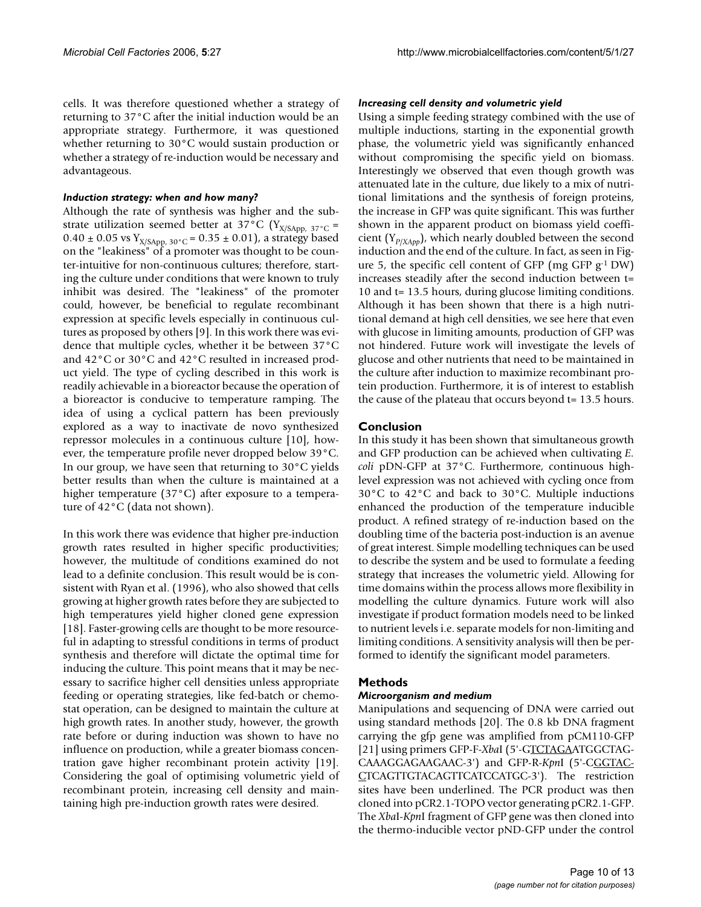cells. It was therefore questioned whether a strategy of returning to 37°C after the initial induction would be an appropriate strategy. Furthermore, it was questioned whether returning to 30°C would sustain production or whether a strategy of re-induction would be necessary and advantageous.

### *Induction strategy: when and how many?*

Although the rate of synthesis was higher and the substrate utilization seemed better at 37°C ($Y_{X/SApp,\ 37°C}$ = 0.40 ± 0.05 vs $Y_{X/SApp,\ 30°C}$ = 0.35 ± 0.01), a strategy based on the "leakiness" of a promoter was thought to be counter-intuitive for non-continuous cultures; therefore, starting the culture under conditions that were known to truly inhibit was desired. The "leakiness" of the promoter could, however, be beneficial to regulate recombinant expression at specific levels especially in continuous cultures as proposed by others [9]. In this work there was evidence that multiple cycles, whether it be between 37°C and 42°C or 30°C and 42°C resulted in increased product yield. The type of cycling described in this work is readily achievable in a bioreactor because the operation of a bioreactor is conducive to temperature ramping. The idea of using a cyclical pattern has been previously explored as a way to inactivate de novo synthesized repressor molecules in a continuous culture [10], however, the temperature profile never dropped below 39°C. In our group, we have seen that returning to 30°C yields better results than when the culture is maintained at a higher temperature (37°C) after exposure to a temperature of 42°C (data not shown).

In this work there was evidence that higher pre-induction growth rates resulted in higher specific productivities; however, the multitude of conditions examined do not lead to a definite conclusion. This result would be is consistent with Ryan et al. (1996), who also showed that cells growing at higher growth rates before they are subjected to high temperatures yield higher cloned gene expression [18]. Faster-growing cells are thought to be more resourceful in adapting to stressful conditions in terms of product synthesis and therefore will dictate the optimal time for inducing the culture. This point means that it may be necessary to sacrifice higher cell densities unless appropriate feeding or operating strategies, like fed-batch or chemostat operation, can be designed to maintain the culture at high growth rates. In another study, however, the growth rate before or during induction was shown to have no influence on production, while a greater biomass concentration gave higher recombinant protein activity [19]. Considering the goal of optimising volumetric yield of recombinant protein, increasing cell density and maintaining high pre-induction growth rates were desired.

### *Increasing cell density and volumetric yield*

Using a simple feeding strategy combined with the use of multiple inductions, starting in the exponential growth phase, the volumetric yield was significantly enhanced without compromising the specific yield on biomass. Interestingly we observed that even though growth was attenuated late in the culture, due likely to a mix of nutritional limitations and the synthesis of foreign proteins, the increase in GFP was quite significant. This was further shown in the apparent product on biomass yield coefficient ($Y_{P/XApp}$), which nearly doubled between the second induction and the end of the culture. In fact, as seen in Figure 5, the specific cell content of GFP (mg GFP $g^{-1}$ DW) increases steadily after the second induction between t= 10 and t= 13.5 hours, during glucose limiting conditions. Although it has been shown that there is a high nutritional demand at high cell densities, we see here that even with glucose in limiting amounts, production of GFP was not hindered. Future work will investigate the levels of glucose and other nutrients that need to be maintained in the culture after induction to maximize recombinant protein production. Furthermore, it is of interest to establish the cause of the plateau that occurs beyond t= 13.5 hours.

## Conclusion

In this study it has been shown that simultaneous growth and GFP production can be achieved when cultivating *E. coli* pDN-GFP at 37°C. Furthermore, continuous high-level expression was not achieved with cycling once from 30°C to 42°C and back to 30°C. Multiple inductions enhanced the production of the temperature inducible product. A refined strategy of re-induction based on the doubling time of the bacteria post-induction is an avenue of great interest. Simple modelling techniques can be used to describe the system and be used to formulate a feeding strategy that increases the volumetric yield. Allowing for time domains within the process allows more flexibility in modelling the culture dynamics. Future work will also investigate if product formation models need to be linked to nutrient levels i.e. separate models for non-limiting and limiting conditions. A sensitivity analysis will then be performed to identify the significant model parameters.

## Methods

### *Microorganism and medium*

Manipulations and sequencing of DNA were carried out using standard methods [20]. The 0.8 kb DNA fragment carrying the gfp gene was amplified from pCM110-GFP [21] using primers GFP-F-*Xba*I (5'-GTCTAGAATGGCTAGCAAAGGAGAAGAAC-3') and GFP-R-*Kpn*I (5'-CGGTACCTCAGTTGTACAGTTCATCCATGC-3'). The restriction sites have been underlined. The PCR product was then cloned into pCR2.1-TOPO vector generating pCR2.1-GFP. The *Xba*I-*Kpn*I fragment of GFP gene was then cloned into the thermo-inducible vector pND-GFP under the control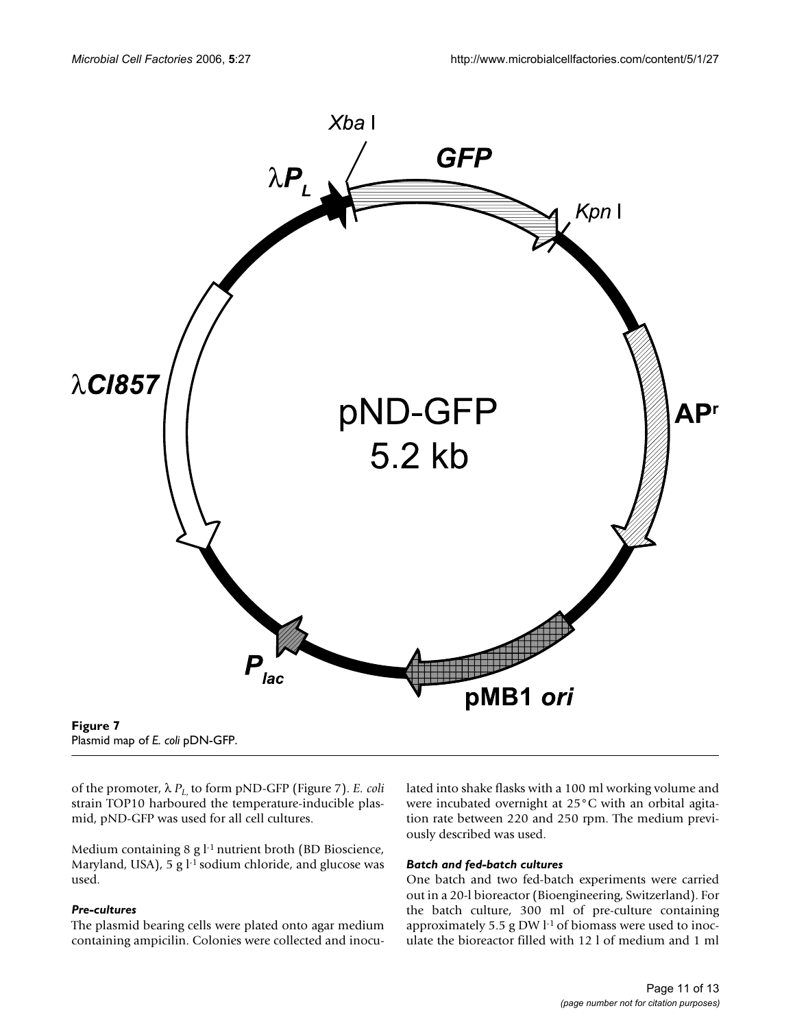Xba I

GFP

Kpn I

$\lambda P_L$

$\lambda CI857$

pND-GFP
5.2 kb

AP[r]

$P_{lac}$

pMB1 *ori*

**Figure 7**
Plasmid map of *E. coli* pDN-GFP.

of the promoter, $\lambda$ $P_L$, to form pND-GFP (Figure 7). *E. coli* strain TOP10 harboured the temperature-inducible plasmid, pND-GFP was used for all cell cultures.

Medium containing 8 g $l^{-1}$ nutrient broth (BD Bioscience, Maryland, USA), 5 g $l^{-1}$ sodium chloride, and glucose was used.

### *Pre-cultures*

The plasmid bearing cells were plated onto agar medium containing ampicilin. Colonies were collected and inoculated into shake flasks with a 100 ml working volume and were incubated overnight at 25°C with an orbital agitation rate between 220 and 250 rpm. The medium previously described was used.

### *Batch and fed-batch cultures*

One batch and two fed-batch experiments were carried out in a 20-l bioreactor (Bioengineering, Switzerland). For the batch culture, 300 ml of pre-culture containing approximately 5.5 g DW $l^{-1}$ of biomass were used to inoculate the bioreactor filled with 12 l of medium and 1 ml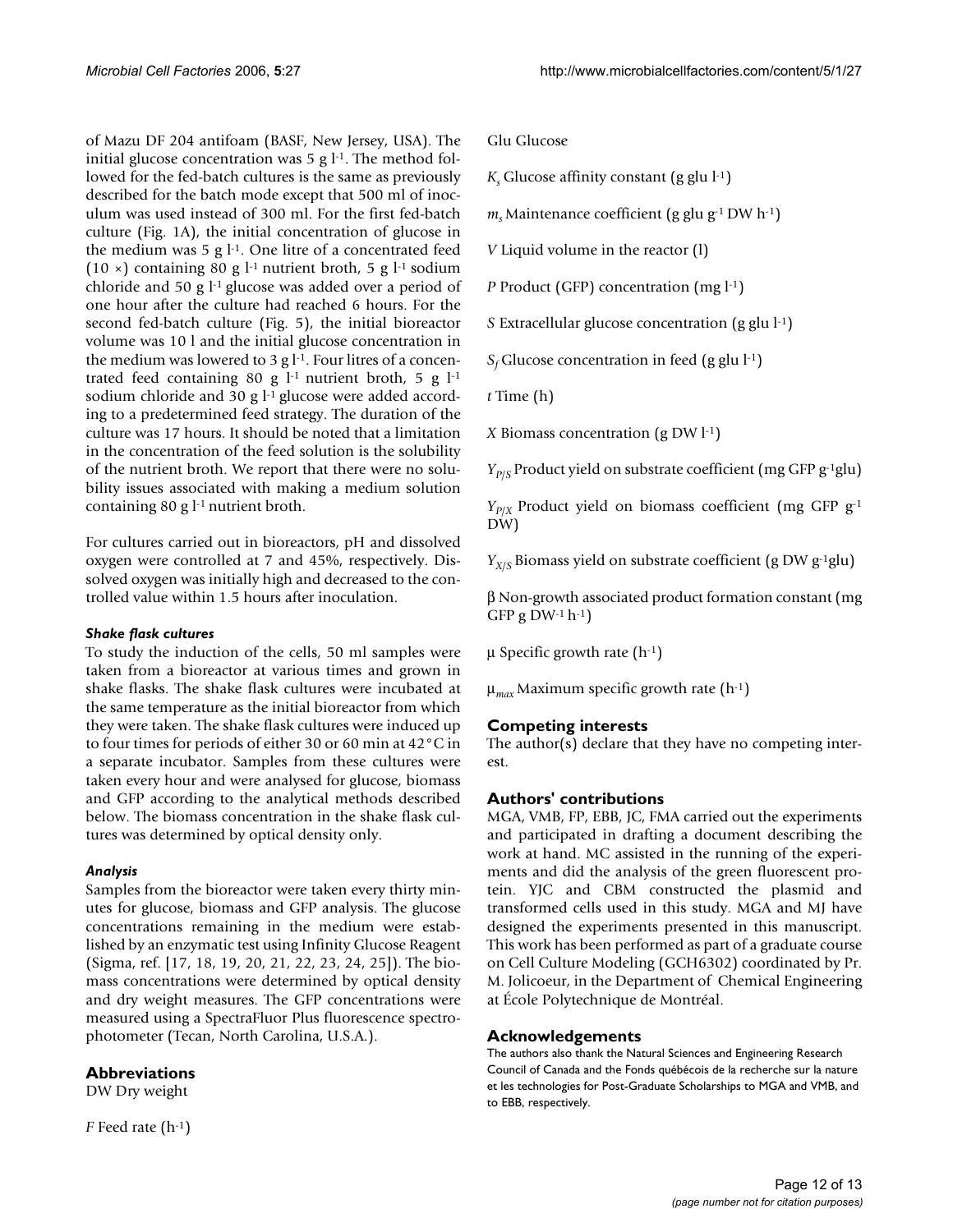of Mazu DF 204 antifoam (BASF, New Jersey, USA). The initial glucose concentration was 5 g $l^{-1}$. The method followed for the fed-batch cultures is the same as previously described for the batch mode except that 500 ml of inoculum was used instead of 300 ml. For the first fed-batch culture (Fig. 1A), the initial concentration of glucose in the medium was 5 g $l^{-1}$. One litre of a concentrated feed (10 ×) containing 80 g $l^{-1}$ nutrient broth, 5 g $l^{-1}$ sodium chloride and 50 g $l^{-1}$ glucose was added over a period of one hour after the culture had reached 6 hours. For the second fed-batch culture (Fig. 5), the initial bioreactor volume was 10 l and the initial glucose concentration in the medium was lowered to 3 g $l^{-1}$. Four litres of a concentrated feed containing 80 g $l^{-1}$ nutrient broth, 5 g $l^{-1}$ sodium chloride and 30 g $l^{-1}$ glucose were added according to a predetermined feed strategy. The duration of the culture was 17 hours. It should be noted that a limitation in the concentration of the feed solution is the solubility of the nutrient broth. We report that there were no solubility issues associated with making a medium solution containing 80 g $l^{-1}$ nutrient broth.

For cultures carried out in bioreactors, pH and dissolved oxygen were controlled at 7 and 45%, respectively. Dissolved oxygen was initially high and decreased to the controlled value within 1.5 hours after inoculation.

### *Shake flask cultures*

To study the induction of the cells, 50 ml samples were taken from a bioreactor at various times and grown in shake flasks. The shake flask cultures were incubated at the same temperature as the initial bioreactor from which they were taken. The shake flask cultures were induced up to four times for periods of either 30 or 60 min at 42°C in a separate incubator. Samples from these cultures were taken every hour and were analysed for glucose, biomass and GFP according to the analytical methods described below. The biomass concentration in the shake flask cultures was determined by optical density only.

### *Analysis*

Samples from the bioreactor were taken every thirty minutes for glucose, biomass and GFP analysis. The glucose concentrations remaining in the medium were established by an enzymatic test using Infinity Glucose Reagent (Sigma, ref. [17, 18, 19, 20, 21, 22, 23, 24, 25]). The biomass concentrations were determined by optical density and dry weight measures. The GFP concentrations were measured using a SpectraFluor Plus fluorescence spectrophotometer (Tecan, North Carolina, U.S.A.).

## Abbreviations

DW Dry weight

*F* Feed rate ($h^{-1}$)

Glu Glucose

$K_s$ Glucose affinity constant (g glu $l^{-1}$)

$m_s$ Maintenance coefficient (g glu $g^{-1}$ DW $h^{-1}$)

*V* Liquid volume in the reactor (l)

*P* Product (GFP) concentration (mg $l^{-1}$)

*S* Extracellular glucose concentration (g glu $l^{-1}$)

$S_f$ Glucose concentration in feed (g glu $l^{-1}$)

*t* Time (h)

*X* Biomass concentration (g DW $l^{-1}$)

$Y_{P/S}$ Product yield on substrate coefficient (mg GFP $g^{-1}$glu)

$Y_{P/X}$ Product yield on biomass coefficient (mg GFP $g^{-1}$ DW)

$Y_{X/S}$ Biomass yield on substrate coefficient (g DW $g^{-1}$glu)

$\beta$ Non-growth associated product formation constant (mg GFP g $DW^{-1}$ $h^{-1}$)

$\mu$ Specific growth rate ($h^{-1}$)

$\mu_{max}$ Maximum specific growth rate ($h^{-1}$)

## Competing interests

The author(s) declare that they have no competing interest.

## Authors' contributions

MGA, VMB, FP, EBB, JC, FMA carried out the experiments and participated in drafting a document describing the work at hand. MC assisted in the running of the experiments and did the analysis of the green fluorescent protein. YJC and CBM constructed the plasmid and transformed cells used in this study. MGA and MJ have designed the experiments presented in this manuscript. This work has been performed as part of a graduate course on Cell Culture Modeling (GCH6302) coordinated by Pr. M. Jolicoeur, in the Department of Chemical Engineering at École Polytechnique de Montréal.

## Acknowledgements

The authors also thank the Natural Sciences and Engineering Research Council of Canada and the Fonds québécois de la recherche sur la nature et les technologies for Post-Graduate Scholarships to MGA and VMB, and to EBB, respectively.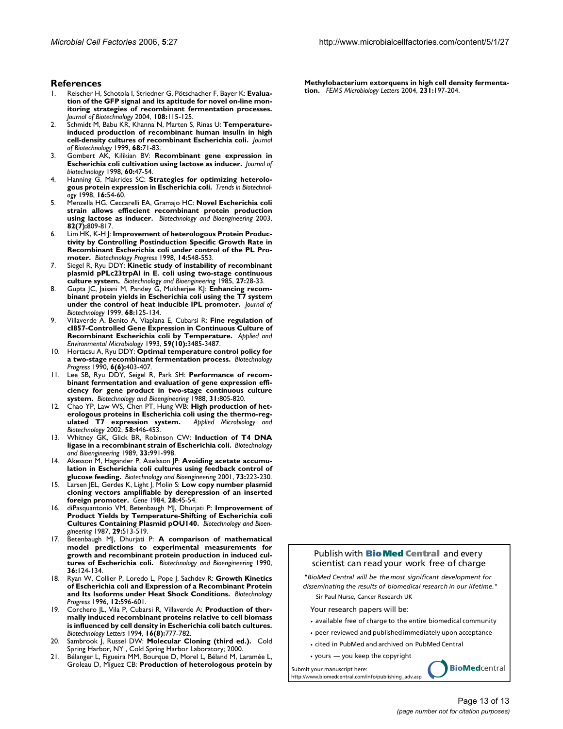## References

1. Reischer H, Schotola I, Striedner G, Pötschacher F, Bayer K: **Evaluation of the GFP signal and its aptitude for novel on-line monitoring strategies of recombinant fermentation processes.** *Journal of Biotechnology* 2004, **108:**115-125.
2. Schmidt M, Babu KR, Khanna N, Marten S, Rinas U: **Temperature-induced production of recombinant human insulin in high cell-density cultures of recombinant Escherichia coli.** *Journal of Biotechnology* 1999, **68:**71-83.
3. Gombert AK, Kilikian BV: **Recombinant gene expression in Escherichia coli cultivation using lactose as inducer.** *Journal of biotechnology* 1998, **60:**47-54.
4. Hanning G, Makrides SC: **Strategies for optimizing heterologous protein expression in Escherichia coli.** *Trends in Biotechnology* 1998, **16:**54-60.
5. Menzella HG, Ceccarelli EA, Gramajo HC: **Novel Escherichia coli strain allows effiecient recombinant protein production using lactose as inducer.** *Biotechnology and Bioengineering* 2003, **82(7):**809-817.
6. Lim HK, K-H J: **Improvement of heterologous Protein Productivity by Controlling Postinduction Specific Growth Rate in Recombinant Escherichia coli under control of the PL Promoter.** *Biotechnology Progress* 1998, **14:**548-553.
7. Siegel R, Ryu DDY: **Kinetic study of instability of recombinant plasmid pPLc23trpAl in E. coli using two-stage continuous culture system.** *Biotechnology and Bioengineering* 1985, **27:**28-33.
8. Gupta JC, Jaisani M, Pandey G, Mukherjee KJ: **Enhancing recombinant protein yields in Escherichia coli using the T7 system under the control of heat inducible lPL promoter.** *Journal of Biotechnology* 1999, **68:**125-134.
9. Villaverde A, Benito A, Viaplana E, Cubarsi R: **Fine regulation of cI857-Controlled Gene Expression in Continuous Culture of Recombinant Escherichia coli by Temperature.** *Applied and Environmental Microbiology* 1993, **59(10):**3485-3487.
10. Hortacsu A, Ryu DDY: **Optimal temperature control policy for a two-stage recombinant fermentation process.** *Biotechnology Progress* 1990, **6(6):**403-407.
11. Lee SB, Ryu DDY, Seigel R, Park SH: **Performance of recombinant fermentation and evaluation of gene expression efficiency for gene product in two-stage continuous culture system.** *Biotechnology and Bioengineering* 1988, **31:**805-820.
12. Chao YP, Law WS, Chen PT, Hung WB: **High production of heterologous proteins in Escherichia coli using the thermo-regulated T7 expression system.** *Applied Microbiology and Biotechnology* 2002, **58:**446-453.
13. Whitney GK, Glick BR, Robinson CW: **Induction of T4 DNA ligase in a recombinant strain of Escherichia coli.** *Biotechnology and Bioengineering* 1989, **33:**991-998.
14. Akesson M, Hagander P, Axelsson JP: **Avoiding acetate accumulation in Escherichia coli cultures using feedback control of glucose feeding.** *Biotechnology and Bioengineering* 2001, **73:**223-230.
15. Larsen JEL, Gerdes K, Light J, Molin S: **Low copy number plasmid cloning vectors amplifiable by derepression of an inserted foreign promoter.** *Gene* 1984, **28:**45-54.
16. diPasquantonio VM, Betenbaugh MJ, Dhurjati P: **Improvement of Product Yields by Temperature-Shifting of Escherichia coli Cultures Containing Plasmid pOU140.** *Biotechnology and Bioengineering* 1987, **29:**513-519.
17. Betenbaugh MJ, Dhurjati P: **A comparison of mathematical model predictions to experimental measurements for growth and recombinant protein production in induced cultures of Escherichia coli.** *Biotechnology and Bioengineering* 1990, **36:**124-134.
18. Ryan W, Collier P, Loredo L, Pope J, Sachdev R: **Growth Kinetics of Escherichia coli and Expression of a Recombinant Protein and Its Isoforms under Heat Shock Conditions.** *Biotechnology Progress* 1996, **12:**596-601.
19. Corchero JL, Vila P, Cubarsi R, Villaverde A: **Production of thermally induced recombinant proteins relative to cell biomass is influenced by cell density in Escherichia coli batch cultures.** *Biotechnology Letters* 1994, **16(8):**777-782.
20. Sambrook J, Russel DW: **Molecular Cloning (third ed.).** Cold Spring Harbor, NY , Cold Spring Harbor Laboratory; 2000.
21. Bélanger L, Figueira MM, Bourque D, Morel L, Béland M, Laramée L, Groleau D, Míguez CB: **Production of heterologous protein by Methylobacterium extorquens in high cell density fermentation.** *FEMS Microbiology Letters* 2004, **231:**197-204.

Publish with **BioMed Central** and every scientist can read your work free of charge

*"BioMed Central will be the most significant development for disseminating the results of biomedical research in our lifetime."*

Sir Paul Nurse, Cancer Research UK

Your research papers will be:

- available free of charge to the entire biomedical community
- peer reviewed and published immediately upon acceptance
- cited in PubMed and archived on PubMed Central
- yours — you keep the copyright

Submit your manuscript here:
http://www.biomedcentral.com/info/publishing_adv.asp

BioMedcentral